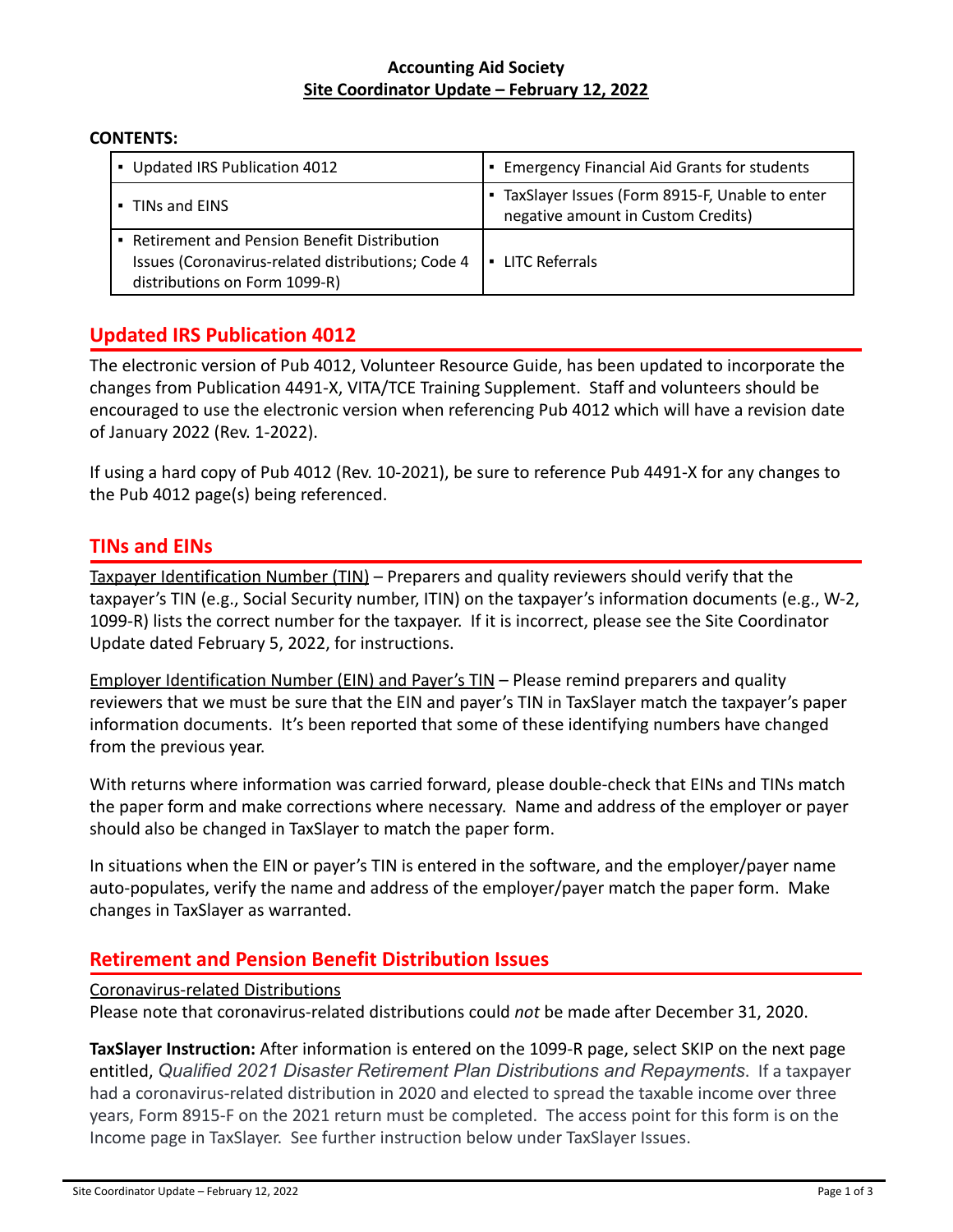**Accounting Aid Society**
**Site Coordinator Update – February 12, 2022**

**CONTENTS:**

| | |
|---|---|
| ▪ Updated IRS Publication 4012 | ▪ Emergency Financial Aid Grants for students |
| ▪ TINs and EINS | ▪ TaxSlayer Issues (Form 8915-F, Unable to enter negative amount in Custom Credits) |
| ▪ Retirement and Pension Benefit Distribution Issues (Coronavirus-related distributions; Code 4 distributions on Form 1099-R) | ▪ LITC Referrals |

## Updated IRS Publication 4012

The electronic version of Pub 4012, Volunteer Resource Guide, has been updated to incorporate the changes from Publication 4491-X, VITA/TCE Training Supplement. Staff and volunteers should be encouraged to use the electronic version when referencing Pub 4012 which will have a revision date of January 2022 (Rev. 1-2022).

If using a hard copy of Pub 4012 (Rev. 10-2021), be sure to reference Pub 4491-X for any changes to the Pub 4012 page(s) being referenced.

## TINs and EINs

Taxpayer Identification Number (TIN) – Preparers and quality reviewers should verify that the taxpayer's TIN (e.g., Social Security number, ITIN) on the taxpayer's information documents (e.g., W-2, 1099-R) lists the correct number for the taxpayer. If it is incorrect, please see the Site Coordinator Update dated February 5, 2022, for instructions.

Employer Identification Number (EIN) and Payer's TIN – Please remind preparers and quality reviewers that we must be sure that the EIN and payer's TIN in TaxSlayer match the taxpayer's paper information documents. It's been reported that some of these identifying numbers have changed from the previous year.

With returns where information was carried forward, please double-check that EINs and TINs match the paper form and make corrections where necessary. Name and address of the employer or payer should also be changed in TaxSlayer to match the paper form.

In situations when the EIN or payer's TIN is entered in the software, and the employer/payer name auto-populates, verify the name and address of the employer/payer match the paper form. Make changes in TaxSlayer as warranted.

## Retirement and Pension Benefit Distribution Issues

Coronavirus-related Distributions
Please note that coronavirus-related distributions could *not* be made after December 31, 2020.

**TaxSlayer Instruction:** After information is entered on the 1099-R page, select SKIP on the next page entitled, *Qualified 2021 Disaster Retirement Plan Distributions and Repayments*. If a taxpayer had a coronavirus-related distribution in 2020 and elected to spread the taxable income over three years, Form 8915-F on the 2021 return must be completed. The access point for this form is on the Income page in TaxSlayer. See further instruction below under TaxSlayer Issues.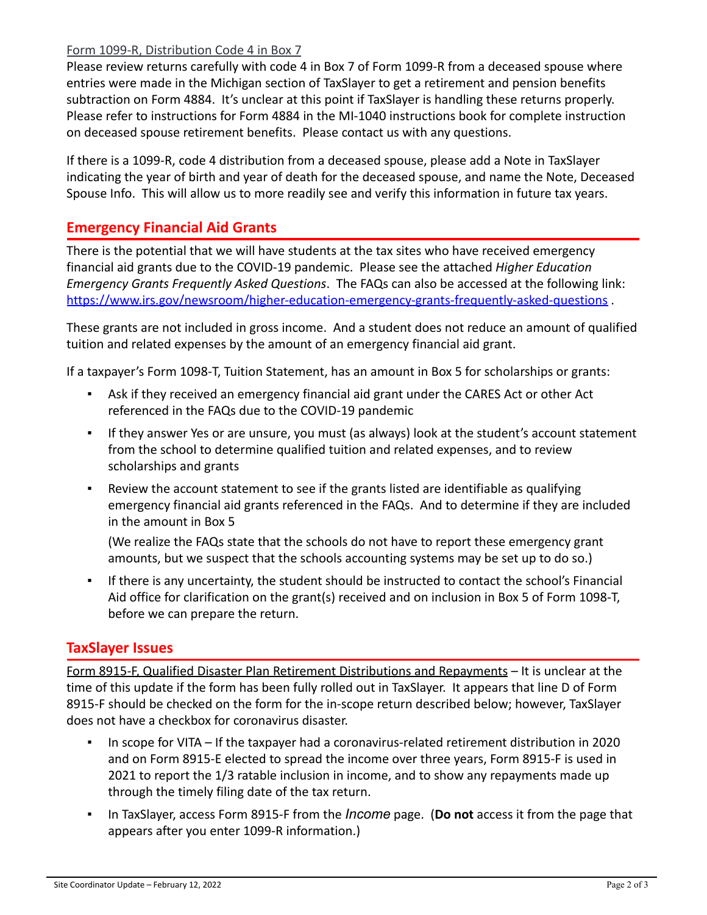Form 1099-R, Distribution Code 4 in Box 7

Please review returns carefully with code 4 in Box 7 of Form 1099-R from a deceased spouse where entries were made in the Michigan section of TaxSlayer to get a retirement and pension benefits subtraction on Form 4884. It's unclear at this point if TaxSlayer is handling these returns properly. Please refer to instructions for Form 4884 in the MI-1040 instructions book for complete instruction on deceased spouse retirement benefits. Please contact us with any questions.

If there is a 1099-R, code 4 distribution from a deceased spouse, please add a Note in TaxSlayer indicating the year of birth and year of death for the deceased spouse, and name the Note, Deceased Spouse Info. This will allow us to more readily see and verify this information in future tax years.

## Emergency Financial Aid Grants

There is the potential that we will have students at the tax sites who have received emergency financial aid grants due to the COVID-19 pandemic. Please see the attached *Higher Education Emergency Grants Frequently Asked Questions*. The FAQs can also be accessed at the following link: https://www.irs.gov/newsroom/higher-education-emergency-grants-frequently-asked-questions .

These grants are not included in gross income. And a student does not reduce an amount of qualified tuition and related expenses by the amount of an emergency financial aid grant.

If a taxpayer's Form 1098-T, Tuition Statement, has an amount in Box 5 for scholarships or grants:

- Ask if they received an emergency financial aid grant under the CARES Act or other Act referenced in the FAQs due to the COVID-19 pandemic
- If they answer Yes or are unsure, you must (as always) look at the student's account statement from the school to determine qualified tuition and related expenses, and to review scholarships and grants
- Review the account statement to see if the grants listed are identifiable as qualifying emergency financial aid grants referenced in the FAQs. And to determine if they are included in the amount in Box 5

  (We realize the FAQs state that the schools do not have to report these emergency grant amounts, but we suspect that the schools accounting systems may be set up to do so.)
- If there is any uncertainty, the student should be instructed to contact the school's Financial Aid office for clarification on the grant(s) received and on inclusion in Box 5 of Form 1098-T, before we can prepare the return.

## TaxSlayer Issues

Form 8915-F, Qualified Disaster Plan Retirement Distributions and Repayments – It is unclear at the time of this update if the form has been fully rolled out in TaxSlayer. It appears that line D of Form 8915-F should be checked on the form for the in-scope return described below; however, TaxSlayer does not have a checkbox for coronavirus disaster.

- In scope for VITA – If the taxpayer had a coronavirus-related retirement distribution in 2020 and on Form 8915-E elected to spread the income over three years, Form 8915-F is used in 2021 to report the 1/3 ratable inclusion in income, and to show any repayments made up through the timely filing date of the tax return.
- In TaxSlayer, access Form 8915-F from the *Income* page. (**Do not** access it from the page that appears after you enter 1099-R information.)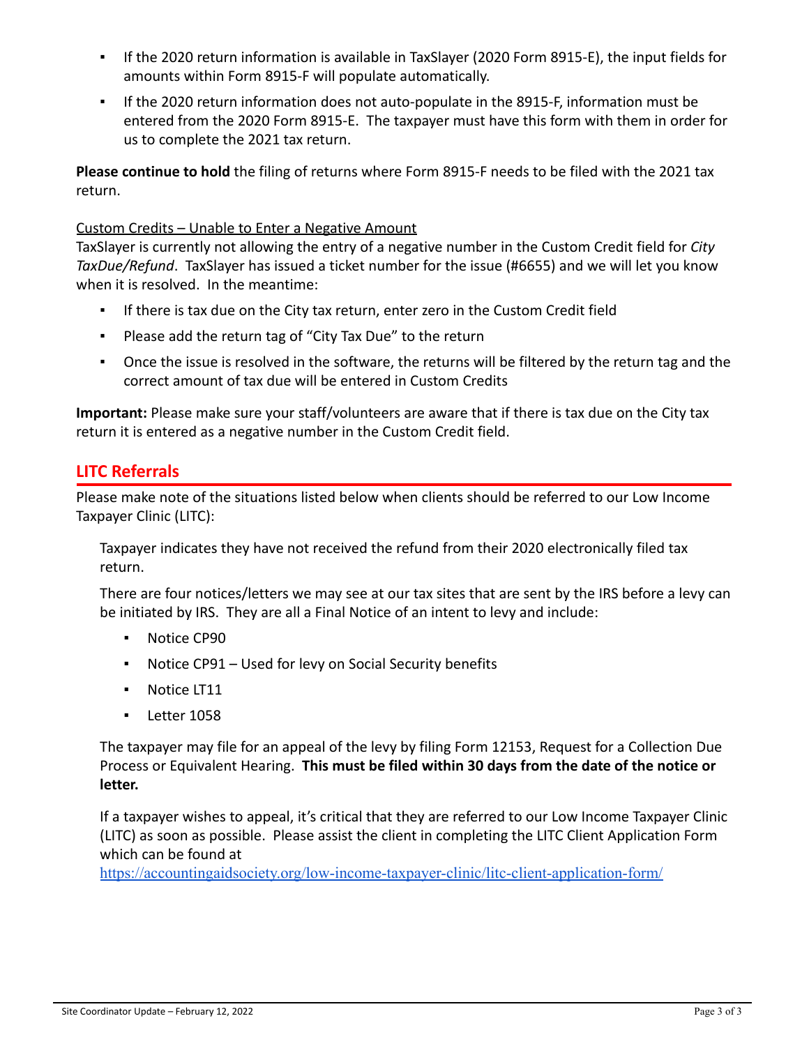- If the 2020 return information is available in TaxSlayer (2020 Form 8915-E), the input fields for amounts within Form 8915-F will populate automatically.
- If the 2020 return information does not auto-populate in the 8915-F, information must be entered from the 2020 Form 8915-E. The taxpayer must have this form with them in order for us to complete the 2021 tax return.

**Please continue to hold** the filing of returns where Form 8915-F needs to be filed with the 2021 tax return.

Custom Credits – Unable to Enter a Negative Amount

TaxSlayer is currently not allowing the entry of a negative number in the Custom Credit field for *City TaxDue/Refund*. TaxSlayer has issued a ticket number for the issue (#6655) and we will let you know when it is resolved. In the meantime:

- If there is tax due on the City tax return, enter zero in the Custom Credit field
- Please add the return tag of "City Tax Due" to the return
- Once the issue is resolved in the software, the returns will be filtered by the return tag and the correct amount of tax due will be entered in Custom Credits

**Important:** Please make sure your staff/volunteers are aware that if there is tax due on the City tax return it is entered as a negative number in the Custom Credit field.

## LITC Referrals

Please make note of the situations listed below when clients should be referred to our Low Income Taxpayer Clinic (LITC):

Taxpayer indicates they have not received the refund from their 2020 electronically filed tax return.

There are four notices/letters we may see at our tax sites that are sent by the IRS before a levy can be initiated by IRS. They are all a Final Notice of an intent to levy and include:

- Notice CP90
- Notice CP91 – Used for levy on Social Security benefits
- Notice LT11
- Letter 1058

The taxpayer may file for an appeal of the levy by filing Form 12153, Request for a Collection Due Process or Equivalent Hearing. **This must be filed within 30 days from the date of the notice or letter.**

If a taxpayer wishes to appeal, it's critical that they are referred to our Low Income Taxpayer Clinic (LITC) as soon as possible. Please assist the client in completing the LITC Client Application Form which can be found at https://accountingaidsociety.org/low-income-taxpayer-clinic/litc-client-application-form/